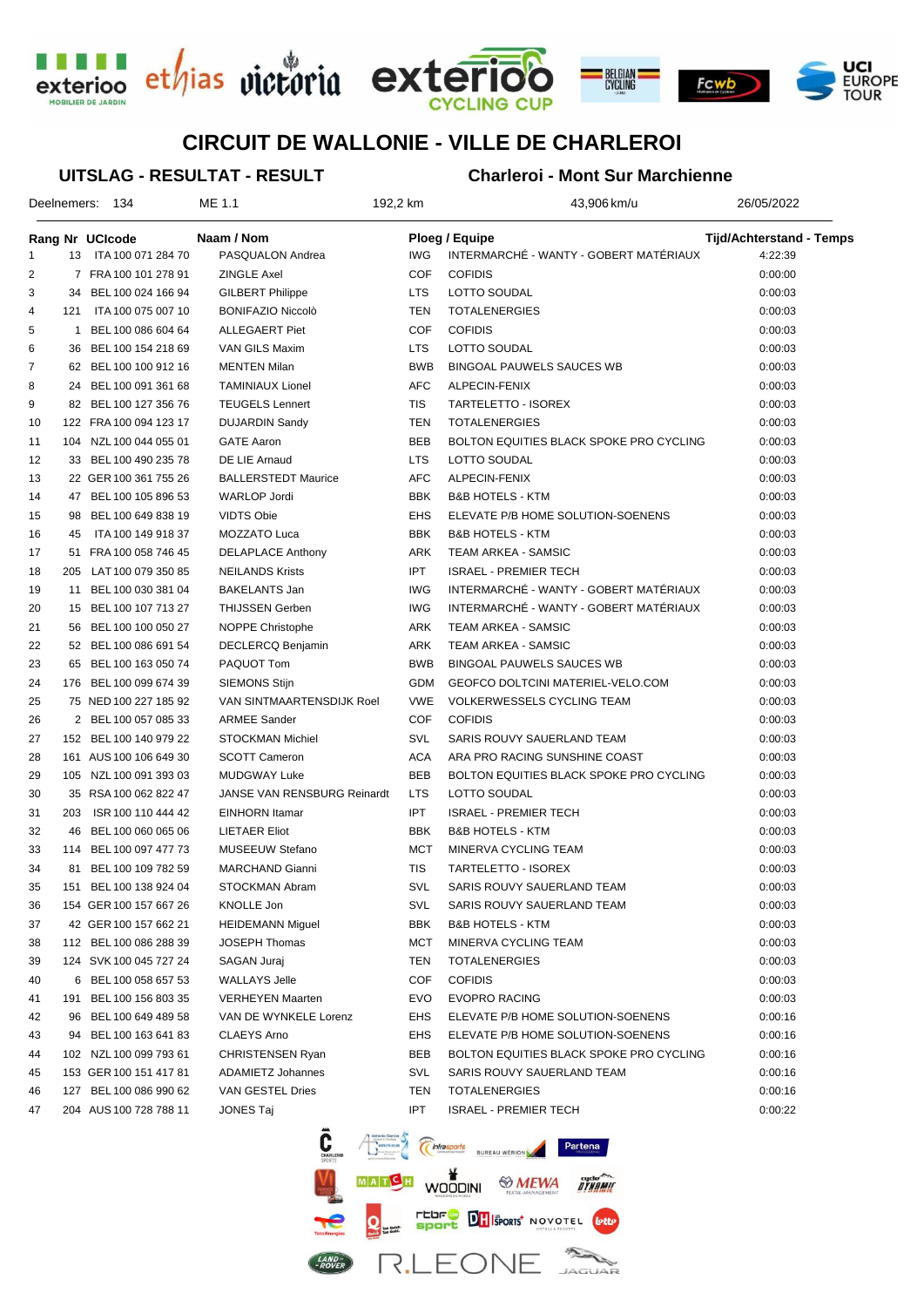# CIRCUIT DE WALLONIE - VILLE DE CHARLEROI

## UITSLAG - RESULTAT - RESULT

## Charleroi - Mont Sur Marchienne

Deelnemers: 134 | ME 1.1 | 192,2 km | 43,906 km/u | 26/05/2022

| Rang | Nr | UCIcode | Naam / Nom | Ploeg / Equipe | | Tijd/Achterstand - Temps |
|---|---|---|---|---|---|---|
| 1 | 13 | ITA 100 071 284 70 | PASQUALON Andrea | IWG | INTERMARCHÉ - WANTY - GOBERT MATÉRIAUX | 4:22:39 |
| 2 | 7 | FRA 100 101 278 91 | ZINGLE Axel | COF | COFIDIS | 0:00:00 |
| 3 | 34 | BEL 100 024 166 94 | GILBERT Philippe | LTS | LOTTO SOUDAL | 0:00:03 |
| 4 | 121 | ITA 100 075 007 10 | BONIFAZIO Niccolò | TEN | TOTALENERGIES | 0:00:03 |
| 5 | 1 | BEL 100 086 604 64 | ALLEGAERT Piet | COF | COFIDIS | 0:00:03 |
| 6 | 36 | BEL 100 154 218 69 | VAN GILS Maxim | LTS | LOTTO SOUDAL | 0:00:03 |
| 7 | 62 | BEL 100 100 912 16 | MENTEN Milan | BWB | BINGOAL PAUWELS SAUCES WB | 0:00:03 |
| 8 | 24 | BEL 100 091 361 68 | TAMINIAUX Lionel | AFC | ALPECIN-FENIX | 0:00:03 |
| 9 | 82 | BEL 100 127 356 76 | TEUGELS Lennert | TIS | TARTELETTO - ISOREX | 0:00:03 |
| 10 | 122 | FRA 100 094 123 17 | DUJARDIN Sandy | TEN | TOTALENERGIES | 0:00:03 |
| 11 | 104 | NZL 100 044 055 01 | GATE Aaron | BEB | BOLTON EQUITIES BLACK SPOKE PRO CYCLING | 0:00:03 |
| 12 | 33 | BEL 100 490 235 78 | DE LIE Arnaud | LTS | LOTTO SOUDAL | 0:00:03 |
| 13 | 22 | GER 100 361 755 26 | BALLERSTEDT Maurice | AFC | ALPECIN-FENIX | 0:00:03 |
| 14 | 47 | BEL 100 105 896 53 | WARLOP Jordi | BBK | B&B HOTELS - KTM | 0:00:03 |
| 15 | 98 | BEL 100 649 838 19 | VIDTS Obie | EHS | ELEVATE P/B HOME SOLUTION-SOENENS | 0:00:03 |
| 16 | 45 | ITA 100 149 918 37 | MOZZATO Luca | BBK | B&B HOTELS - KTM | 0:00:03 |
| 17 | 51 | FRA 100 058 746 45 | DELAPLACE Anthony | ARK | TEAM ARKEA - SAMSIC | 0:00:03 |
| 18 | 205 | LAT 100 079 350 85 | NEILANDS Krists | IPT | ISRAEL - PREMIER TECH | 0:00:03 |
| 19 | 11 | BEL 100 030 381 04 | BAKELANTS Jan | IWG | INTERMARCHÉ - WANTY - GOBERT MATÉRIAUX | 0:00:03 |
| 20 | 15 | BEL 100 107 713 27 | THIJSSEN Gerben | IWG | INTERMARCHÉ - WANTY - GOBERT MATÉRIAUX | 0:00:03 |
| 21 | 56 | BEL 100 100 050 27 | NOPPE Christophe | ARK | TEAM ARKEA - SAMSIC | 0:00:03 |
| 22 | 52 | BEL 100 086 691 54 | DECLERCQ Benjamin | ARK | TEAM ARKEA - SAMSIC | 0:00:03 |
| 23 | 65 | BEL 100 163 050 74 | PAQUOT Tom | BWB | BINGOAL PAUWELS SAUCES WB | 0:00:03 |
| 24 | 176 | BEL 100 099 674 39 | SIEMONS Stijn | GDM | GEOFCO DOLTCINI MATERIEL-VELO.COM | 0:00:03 |
| 25 | 75 | NED 100 227 185 92 | VAN SINTMAARTENSDIJK Roel | VWE | VOLKERWESSELS CYCLING TEAM | 0:00:03 |
| 26 | 2 | BEL 100 057 085 33 | ARMEE Sander | COF | COFIDIS | 0:00:03 |
| 27 | 152 | BEL 100 140 979 22 | STOCKMAN Michiel | SVL | SARIS ROUVY SAUERLAND TEAM | 0:00:03 |
| 28 | 161 | AUS 100 106 649 30 | SCOTT Cameron | ACA | ARA PRO RACING SUNSHINE COAST | 0:00:03 |
| 29 | 105 | NZL 100 091 393 03 | MUDGWAY Luke | BEB | BOLTON EQUITIES BLACK SPOKE PRO CYCLING | 0:00:03 |
| 30 | 35 | RSA 100 062 822 47 | JANSE VAN RENSBURG Reinardt | LTS | LOTTO SOUDAL | 0:00:03 |
| 31 | 203 | ISR 100 110 444 42 | EINHORN Itamar | IPT | ISRAEL - PREMIER TECH | 0:00:03 |
| 32 | 46 | BEL 100 060 065 06 | LIETAER Eliot | BBK | B&B HOTELS - KTM | 0:00:03 |
| 33 | 114 | BEL 100 097 477 73 | MUSEEUW Stefano | MCT | MINERVA CYCLING TEAM | 0:00:03 |
| 34 | 81 | BEL 100 109 782 59 | MARCHAND Gianni | TIS | TARTELETTO - ISOREX | 0:00:03 |
| 35 | 151 | BEL 100 138 924 04 | STOCKMAN Abram | SVL | SARIS ROUVY SAUERLAND TEAM | 0:00:03 |
| 36 | 154 | GER 100 157 667 26 | KNOLLE Jon | SVL | SARIS ROUVY SAUERLAND TEAM | 0:00:03 |
| 37 | 42 | GER 100 157 662 21 | HEIDEMANN Miguel | BBK | B&B HOTELS - KTM | 0:00:03 |
| 38 | 112 | BEL 100 086 288 39 | JOSEPH Thomas | MCT | MINERVA CYCLING TEAM | 0:00:03 |
| 39 | 124 | SVK 100 045 727 24 | SAGAN Juraj | TEN | TOTALENERGIES | 0:00:03 |
| 40 | 6 | BEL 100 058 657 53 | WALLAYS Jelle | COF | COFIDIS | 0:00:03 |
| 41 | 191 | BEL 100 156 803 35 | VERHEYEN Maarten | EVO | EVOPRO RACING | 0:00:03 |
| 42 | 96 | BEL 100 649 489 58 | VAN DE WYNKELE Lorenz | EHS | ELEVATE P/B HOME SOLUTION-SOENENS | 0:00:16 |
| 43 | 94 | BEL 100 163 641 83 | CLAEYS Arno | EHS | ELEVATE P/B HOME SOLUTION-SOENENS | 0:00:16 |
| 44 | 102 | NZL 100 099 793 61 | CHRISTENSEN Ryan | BEB | BOLTON EQUITIES BLACK SPOKE PRO CYCLING | 0:00:16 |
| 45 | 153 | GER 100 151 417 81 | ADAMIETZ Johannes | SVL | SARIS ROUVY SAUERLAND TEAM | 0:00:16 |
| 46 | 127 | BEL 100 086 990 62 | VAN GESTEL Dries | TEN | TOTALENERGIES | 0:00:16 |
| 47 | 204 | AUS 100 728 788 11 | JONES Taj | IPT | ISRAEL - PREMIER TECH | 0:00:22 |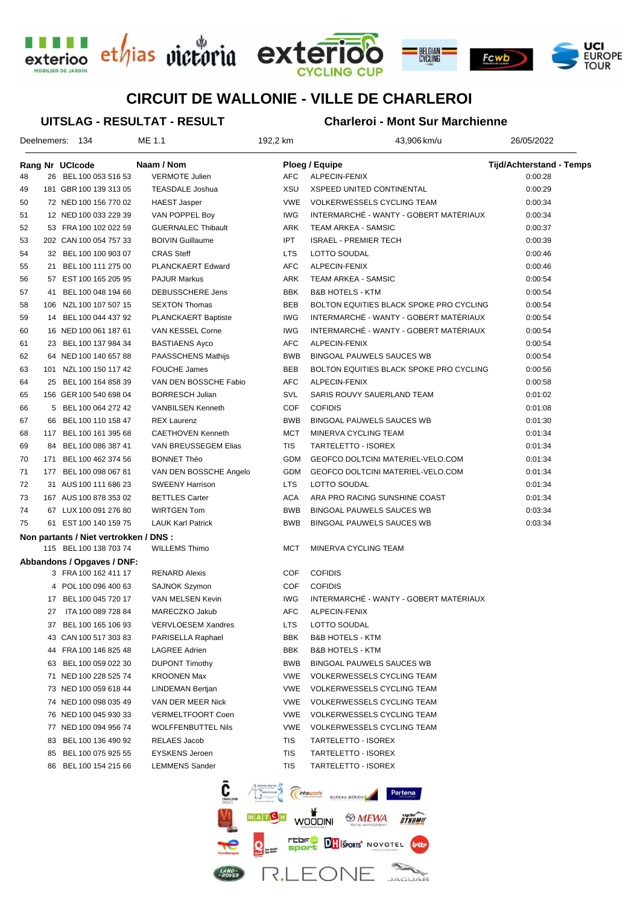# CIRCUIT DE WALLONIE - VILLE DE CHARLEROI

## UITSLAG - RESULTAT - RESULT

## Charleroi - Mont Sur Marchienne

Deelnemers: 134 | ME 1.1 | 192,2 km | 43,906 km/u | 26/05/2022

| Rang | Nr | UCIcode | Naam / Nom | Ploeg / Equipe | | Tijd/Achterstand - Temps |
|---|---|---|---|---|---|---|
| 48 | 26 | BEL 100 053 516 53 | VERMOTE Julien | AFC | ALPECIN-FENIX | 0:00:28 |
| 49 | 181 | GBR 100 139 313 05 | TEASDALE Joshua | XSU | XSPEED UNITED CONTINENTAL | 0:00:29 |
| 50 | 72 | NED 100 156 770 02 | HAEST Jasper | VWE | VOLKERWESSELS CYCLING TEAM | 0:00:34 |
| 51 | 12 | NED 100 033 229 39 | VAN POPPEL Boy | IWG | INTERMARCHÉ - WANTY - GOBERT MATÉRIAUX | 0:00:34 |
| 52 | 53 | FRA 100 102 022 59 | GUERNALEC Thibault | ARK | TEAM ARKEA - SAMSIC | 0:00:37 |
| 53 | 202 | CAN 100 054 757 33 | BOIVIN Guillaume | IPT | ISRAEL - PREMIER TECH | 0:00:39 |
| 54 | 32 | BEL 100 100 903 07 | CRAS Steff | LTS | LOTTO SOUDAL | 0:00:46 |
| 55 | 21 | BEL 100 111 275 00 | PLANCKAERT Edward | AFC | ALPECIN-FENIX | 0:00:46 |
| 56 | 57 | EST 100 165 205 95 | PAJUR Markus | ARK | TEAM ARKEA - SAMSIC | 0:00:54 |
| 57 | 41 | BEL 100 048 194 66 | DEBUSSCHERE Jens | BBK | B&B HOTELS - KTM | 0:00:54 |
| 58 | 106 | NZL 100 107 507 15 | SEXTON Thomas | BEB | BOLTON EQUITIES BLACK SPOKE PRO CYCLING | 0:00:54 |
| 59 | 14 | BEL 100 044 437 92 | PLANCKAERT Baptiste | IWG | INTERMARCHÉ - WANTY - GOBERT MATÉRIAUX | 0:00:54 |
| 60 | 16 | NED 100 061 187 61 | VAN KESSEL Corne | IWG | INTERMARCHÉ - WANTY - GOBERT MATÉRIAUX | 0:00:54 |
| 61 | 23 | BEL 100 137 984 34 | BASTIAENS Ayco | AFC | ALPECIN-FENIX | 0:00:54 |
| 62 | 64 | NED 100 140 657 88 | PAASSCHENS Mathijs | BWB | BINGOAL PAUWELS SAUCES WB | 0:00:54 |
| 63 | 101 | NZL 100 150 117 42 | FOUCHE James | BEB | BOLTON EQUITIES BLACK SPOKE PRO CYCLING | 0:00:56 |
| 64 | 25 | BEL 100 164 858 39 | VAN DEN BOSSCHE Fabio | AFC | ALPECIN-FENIX | 0:00:58 |
| 65 | 156 | GER 100 540 698 04 | BORRESCH Julian | SVL | SARIS ROUVY SAUERLAND TEAM | 0:01:02 |
| 66 | 5 | BEL 100 064 272 42 | VANBILSEN Kenneth | COF | COFIDIS | 0:01:08 |
| 67 | 66 | BEL 100 110 158 47 | REX Laurenz | BWB | BINGOAL PAUWELS SAUCES WB | 0:01:30 |
| 68 | 117 | BEL 100 161 395 68 | CAETHOVEN Kenneth | MCT | MINERVA CYCLING TEAM | 0:01:34 |
| 69 | 84 | BEL 100 086 387 41 | VAN BREUSSEGEM Elias | TIS | TARTELETTO - ISOREX | 0:01:34 |
| 70 | 171 | BEL 100 462 374 56 | BONNET Théo | GDM | GEOFCO DOLTCINI MATERIEL-VELO.COM | 0:01:34 |
| 71 | 177 | BEL 100 098 067 81 | VAN DEN BOSSCHE Angelo | GDM | GEOFCO DOLTCINI MATERIEL-VELO.COM | 0:01:34 |
| 72 | 31 | AUS 100 111 686 23 | SWEENY Harrison | LTS | LOTTO SOUDAL | 0:01:34 |
| 73 | 167 | AUS 100 878 353 02 | BETTLES Carter | ACA | ARA PRO RACING SUNSHINE COAST | 0:01:34 |
| 74 | 67 | LUX 100 091 276 80 | WIRTGEN Tom | BWB | BINGOAL PAUWELS SAUCES WB | 0:03:34 |
| 75 | 61 | EST 100 140 159 75 | LAUK Karl Patrick | BWB | BINGOAL PAUWELS SAUCES WB | 0:03:34 |

**Non partants / Niet vertrokken / DNS :**

| Nr | UCIcode | Naam / Nom | Ploeg / Equipe | |
|---|---|---|---|---|
| 115 | BEL 100 138 703 74 | WILLEMS Thimo | MCT | MINERVA CYCLING TEAM |

**Abbandons / Opgaves / DNF:**

| Nr | UCIcode | Naam / Nom | Ploeg / Equipe | |
|---|---|---|---|---|
| 3 | FRA 100 162 411 17 | RENARD Alexis | COF | COFIDIS |
| 4 | POL 100 096 400 63 | SAJNOK Szymon | COF | COFIDIS |
| 17 | BEL 100 045 720 17 | VAN MELSEN Kevin | IWG | INTERMARCHÉ - WANTY - GOBERT MATÉRIAUX |
| 27 | ITA 100 089 728 84 | MARECZKO Jakub | AFC | ALPECIN-FENIX |
| 37 | BEL 100 165 106 93 | VERVLOESEM Xandres | LTS | LOTTO SOUDAL |
| 43 | CAN 100 517 303 83 | PARISELLA Raphael | BBK | B&B HOTELS - KTM |
| 44 | FRA 100 146 825 48 | LAGREE Adrien | BBK | B&B HOTELS - KTM |
| 63 | BEL 100 059 022 30 | DUPONT Timothy | BWB | BINGOAL PAUWELS SAUCES WB |
| 71 | NED 100 228 525 74 | KROONEN Max | VWE | VOLKERWESSELS CYCLING TEAM |
| 73 | NED 100 059 618 44 | LINDEMAN Bertjan | VWE | VOLKERWESSELS CYCLING TEAM |
| 74 | NED 100 098 035 49 | VAN DER MEER Nick | VWE | VOLKERWESSELS CYCLING TEAM |
| 76 | NED 100 045 930 33 | VERMELTFOORT Coen | VWE | VOLKERWESSELS CYCLING TEAM |
| 77 | NED 100 094 956 74 | WOLFFENBUTTEL Nils | VWE | VOLKERWESSELS CYCLING TEAM |
| 83 | BEL 100 136 490 92 | RELAES Jacob | TIS | TARTELETTO - ISOREX |
| 85 | BEL 100 075 925 55 | EYSKENS Jeroen | TIS | TARTELETTO - ISOREX |
| 86 | BEL 100 154 215 66 | LEMMENS Sander | TIS | TARTELETTO - ISOREX |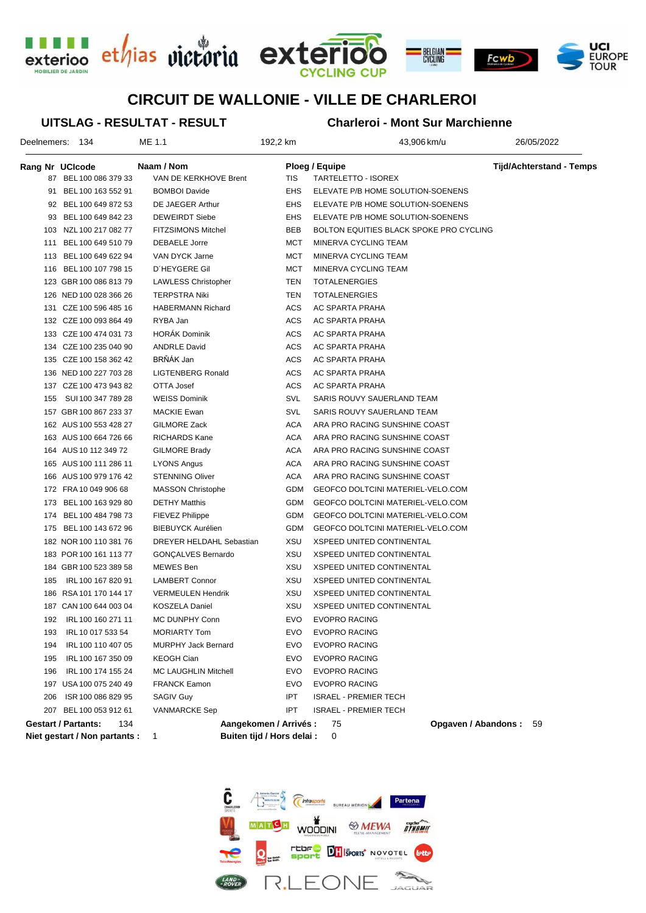# CIRCUIT DE WALLONIE - VILLE DE CHARLEROI

## UITSLAG - RESULTAT - RESULT

**Charleroi - Mont Sur Marchienne**

Deelnemers: 134 | ME 1.1 | 192,2 km | 43,906 km/u | 26/05/2022

| Rang | Nr | UCIcode | Naam / Nom | Ploeg / Equipe | | Tijd/Achterstand - Temps |
|---|---|---|---|---|---|---|
| | 87 | BEL 100 086 379 33 | VAN DE KERKHOVE Brent | TIS | TARTELETTO - ISOREX | |
| | 91 | BEL 100 163 552 91 | BOMBOI Davide | EHS | ELEVATE P/B HOME SOLUTION-SOENENS | |
| | 92 | BEL 100 649 872 53 | DE JAEGER Arthur | EHS | ELEVATE P/B HOME SOLUTION-SOENENS | |
| | 93 | BEL 100 649 842 23 | DEWEIRDT Siebe | EHS | ELEVATE P/B HOME SOLUTION-SOENENS | |
| | 103 | NZL 100 217 082 77 | FITZSIMONS Mitchel | BEB | BOLTON EQUITIES BLACK SPOKE PRO CYCLING | |
| | 111 | BEL 100 649 510 79 | DEBAELE Jorre | MCT | MINERVA CYCLING TEAM | |
| | 113 | BEL 100 649 622 94 | VAN DYCK Jarne | MCT | MINERVA CYCLING TEAM | |
| | 116 | BEL 100 107 798 15 | D´HEYGERE Gil | MCT | MINERVA CYCLING TEAM | |
| | 123 | GBR 100 086 813 79 | LAWLESS Christopher | TEN | TOTALENERGIES | |
| | 126 | NED 100 028 366 26 | TERPSTRA Niki | TEN | TOTALENERGIES | |
| | 131 | CZE 100 596 485 16 | HABERMANN Richard | ACS | AC SPARTA PRAHA | |
| | 132 | CZE 100 093 864 49 | RYBA Jan | ACS | AC SPARTA PRAHA | |
| | 133 | CZE 100 474 031 73 | HORÁK Dominik | ACS | AC SPARTA PRAHA | |
| | 134 | CZE 100 235 040 90 | ANDRLE David | ACS | AC SPARTA PRAHA | |
| | 135 | CZE 100 158 362 42 | BRŇÁK Jan | ACS | AC SPARTA PRAHA | |
| | 136 | NED 100 227 703 28 | LIGTENBERG Ronald | ACS | AC SPARTA PRAHA | |
| | 137 | CZE 100 473 943 82 | OTTA Josef | ACS | AC SPARTA PRAHA | |
| | 155 | SUI 100 347 789 28 | WEISS Dominik | SVL | SARIS ROUVY SAUERLAND TEAM | |
| | 157 | GBR 100 867 233 37 | MACKIE Ewan | SVL | SARIS ROUVY SAUERLAND TEAM | |
| | 162 | AUS 100 553 428 27 | GILMORE Zack | ACA | ARA PRO RACING SUNSHINE COAST | |
| | 163 | AUS 100 664 726 66 | RICHARDS Kane | ACA | ARA PRO RACING SUNSHINE COAST | |
| | 164 | AUS 10 112 349 72 | GILMORE Brady | ACA | ARA PRO RACING SUNSHINE COAST | |
| | 165 | AUS 100 111 286 11 | LYONS Angus | ACA | ARA PRO RACING SUNSHINE COAST | |
| | 166 | AUS 100 979 176 42 | STENNING Oliver | ACA | ARA PRO RACING SUNSHINE COAST | |
| | 172 | FRA 10 049 906 68 | MASSON Christophe | GDM | GEOFCO DOLTCINI MATERIEL-VELO.COM | |
| | 173 | BEL 100 163 929 80 | DETHY Matthis | GDM | GEOFCO DOLTCINI MATERIEL-VELO.COM | |
| | 174 | BEL 100 484 798 73 | FIEVEZ Philippe | GDM | GEOFCO DOLTCINI MATERIEL-VELO.COM | |
| | 175 | BEL 100 143 672 96 | BIEBUYCK Aurélien | GDM | GEOFCO DOLTCINI MATERIEL-VELO.COM | |
| | 182 | NOR 100 110 381 76 | DREYER HELDAHL Sebastian | XSU | XSPEED UNITED CONTINENTAL | |
| | 183 | POR 100 161 113 77 | GONÇALVES Bernardo | XSU | XSPEED UNITED CONTINENTAL | |
| | 184 | GBR 100 523 389 58 | MEWES Ben | XSU | XSPEED UNITED CONTINENTAL | |
| | 185 | IRL 100 167 820 91 | LAMBERT Connor | XSU | XSPEED UNITED CONTINENTAL | |
| | 186 | RSA 101 170 144 17 | VERMEULEN Hendrik | XSU | XSPEED UNITED CONTINENTAL | |
| | 187 | CAN 100 644 003 04 | KOSZELA Daniel | XSU | XSPEED UNITED CONTINENTAL | |
| | 192 | IRL 100 160 271 11 | MC DUNPHY Conn | EVO | EVOPRO RACING | |
| | 193 | IRL 10 017 533 54 | MORIARTY Tom | EVO | EVOPRO RACING | |
| | 194 | IRL 100 110 407 05 | MURPHY Jack Bernard | EVO | EVOPRO RACING | |
| | 195 | IRL 100 167 350 09 | KEOGH Cian | EVO | EVOPRO RACING | |
| | 196 | IRL 100 174 155 24 | MC LAUGHLIN Mitchell | EVO | EVOPRO RACING | |
| | 197 | USA 100 075 240 49 | FRANCK Eamon | EVO | EVOPRO RACING | |
| | 206 | ISR 100 086 829 95 | SAGIV Guy | IPT | ISRAEL - PREMIER TECH | |
| | 207 | BEL 100 053 912 61 | VANMARCKE Sep | IPT | ISRAEL - PREMIER TECH | |

**Gestart / Partants:** 134 **Aangekomen / Arrivés :** 75 **Opgaven / Abandons :** 59

**Niet gestart / Non partants :** 1 **Buiten tijd / Hors delai :** 0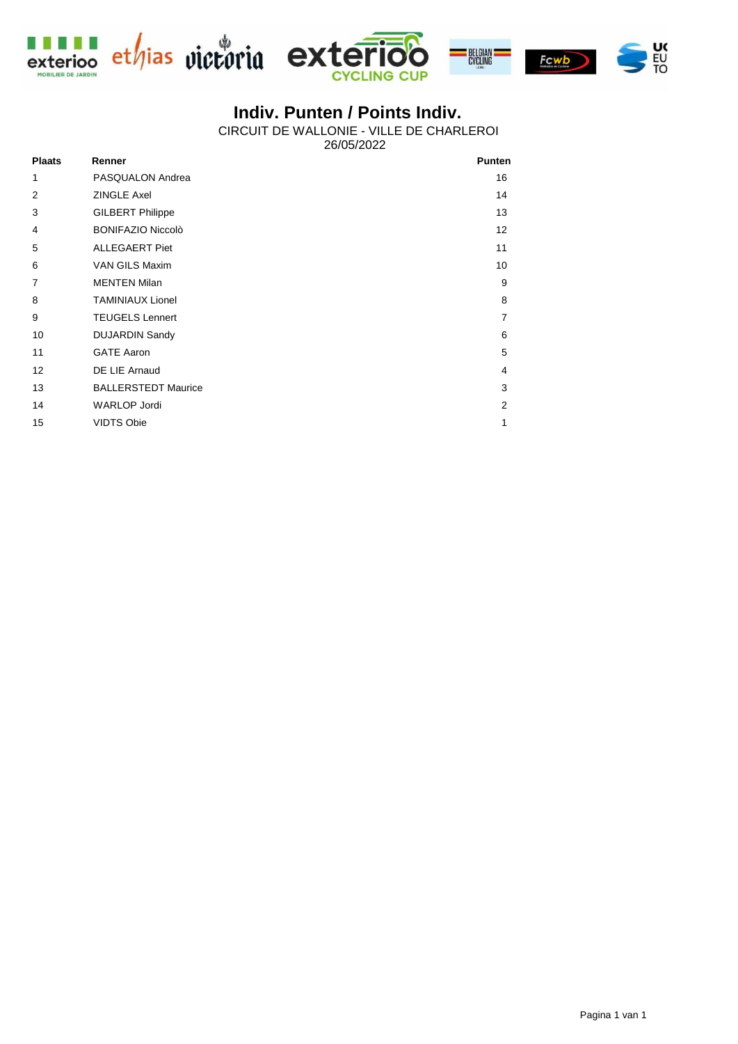# Indiv. Punten / Points Indiv.

CIRCUIT DE WALLONIE - VILLE DE CHARLEROI

26/05/2022

| Plaats | Renner | Punten |
|---|---|---|
| 1 | PASQUALON Andrea | 16 |
| 2 | ZINGLE Axel | 14 |
| 3 | GILBERT Philippe | 13 |
| 4 | BONIFAZIO Niccolò | 12 |
| 5 | ALLEGAERT Piet | 11 |
| 6 | VAN GILS Maxim | 10 |
| 7 | MENTEN Milan | 9 |
| 8 | TAMINIAUX Lionel | 8 |
| 9 | TEUGELS Lennert | 7 |
| 10 | DUJARDIN Sandy | 6 |
| 11 | GATE Aaron | 5 |
| 12 | DE LIE Arnaud | 4 |
| 13 | BALLERSTEDT Maurice | 3 |
| 14 | WARLOP Jordi | 2 |
| 15 | VIDTS Obie | 1 |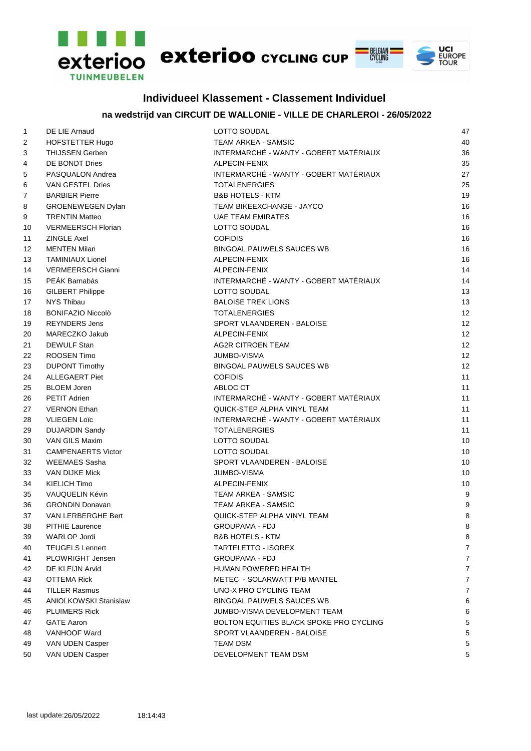exterioo TUINMEUBELEN — exterioo CYCLING CUP — BELGIAN CYCLING — UCI EUROPE TOUR

## Individueel Klassement - Classement Individuel

### na wedstrijd van CIRCUIT DE WALLONIE - VILLE DE CHARLEROI - 26/05/2022

| | | | |
|---|---|---|---|
| 1 | DE LIE Arnaud | LOTTO SOUDAL | 47 |
| 2 | HOFSTETTER Hugo | TEAM ARKEA - SAMSIC | 40 |
| 3 | THIJSSEN Gerben | INTERMARCHÉ - WANTY - GOBERT MATÉRIAUX | 36 |
| 4 | DE BONDT Dries | ALPECIN-FENIX | 35 |
| 5 | PASQUALON Andrea | INTERMARCHÉ - WANTY - GOBERT MATÉRIAUX | 27 |
| 6 | VAN GESTEL Dries | TOTALENERGIES | 25 |
| 7 | BARBIER Pierre | B&B HOTELS - KTM | 19 |
| 8 | GROENEWEGEN Dylan | TEAM BIKEEXCHANGE - JAYCO | 16 |
| 9 | TRENTIN Matteo | UAE TEAM EMIRATES | 16 |
| 10 | VERMEERSCH Florian | LOTTO SOUDAL | 16 |
| 11 | ZINGLE Axel | COFIDIS | 16 |
| 12 | MENTEN Milan | BINGOAL PAUWELS SAUCES WB | 16 |
| 13 | TAMINIAUX Lionel | ALPECIN-FENIX | 16 |
| 14 | VERMEERSCH Gianni | ALPECIN-FENIX | 14 |
| 15 | PEÁK Barnabás | INTERMARCHÉ - WANTY - GOBERT MATÉRIAUX | 14 |
| 16 | GILBERT Philippe | LOTTO SOUDAL | 13 |
| 17 | NYS Thibau | BALOISE TREK LIONS | 13 |
| 18 | BONIFAZIO Niccolò | TOTALENERGIES | 12 |
| 19 | REYNDERS Jens | SPORT VLAANDEREN - BALOISE | 12 |
| 20 | MARECZKO Jakub | ALPECIN-FENIX | 12 |
| 21 | DEWULF Stan | AG2R CITROEN TEAM | 12 |
| 22 | ROOSEN Timo | JUMBO-VISMA | 12 |
| 23 | DUPONT Timothy | BINGOAL PAUWELS SAUCES WB | 12 |
| 24 | ALLEGAERT Piet | COFIDIS | 11 |
| 25 | BLOEM Joren | ABLOC CT | 11 |
| 26 | PETIT Adrien | INTERMARCHÉ - WANTY - GOBERT MATÉRIAUX | 11 |
| 27 | VERNON Ethan | QUICK-STEP ALPHA VINYL TEAM | 11 |
| 28 | VLIEGEN Loïc | INTERMARCHÉ - WANTY - GOBERT MATÉRIAUX | 11 |
| 29 | DUJARDIN Sandy | TOTALENERGIES | 11 |
| 30 | VAN GILS Maxim | LOTTO SOUDAL | 10 |
| 31 | CAMPENAERTS Victor | LOTTO SOUDAL | 10 |
| 32 | WEEMAES Sasha | SPORT VLAANDEREN - BALOISE | 10 |
| 33 | VAN DIJKE Mick | JUMBO-VISMA | 10 |
| 34 | KIELICH Timo | ALPECIN-FENIX | 10 |
| 35 | VAUQUELIN Kévin | TEAM ARKEA - SAMSIC | 9 |
| 36 | GRONDIN Donavan | TEAM ARKEA - SAMSIC | 9 |
| 37 | VAN LERBERGHE Bert | QUICK-STEP ALPHA VINYL TEAM | 8 |
| 38 | PITHIE Laurence | GROUPAMA - FDJ | 8 |
| 39 | WARLOP Jordi | B&B HOTELS - KTM | 8 |
| 40 | TEUGELS Lennert | TARTELETTO - ISOREX | 7 |
| 41 | PLOWRIGHT Jensen | GROUPAMA - FDJ | 7 |
| 42 | DE KLEIJN Arvid | HUMAN POWERED HEALTH | 7 |
| 43 | OTTEMA Rick | METEC - SOLARWATT P/B MANTEL | 7 |
| 44 | TILLER Rasmus | UNO-X PRO CYCLING TEAM | 7 |
| 45 | ANIOLKOWSKI Stanislaw | BINGOAL PAUWELS SAUCES WB | 6 |
| 46 | PLUIMERS Rick | JUMBO-VISMA DEVELOPMENT TEAM | 6 |
| 47 | GATE Aaron | BOLTON EQUITIES BLACK SPOKE PRO CYCLING | 5 |
| 48 | VANHOOF Ward | SPORT VLAANDEREN - BALOISE | 5 |
| 49 | VAN UDEN Casper | TEAM DSM | 5 |
| 50 | VAN UDEN Casper | DEVELOPMENT TEAM DSM | 5 |

last update:26/05/2022 18:14:43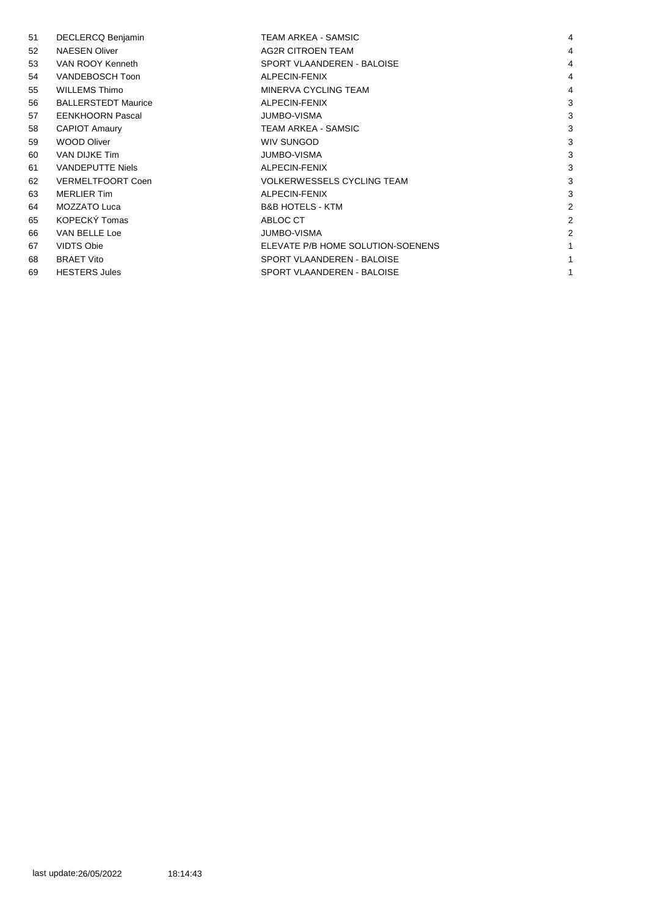| | | | |
|---|---|---|---|
| 51 | DECLERCQ Benjamin | TEAM ARKEA - SAMSIC | 4 |
| 52 | NAESEN Oliver | AG2R CITROEN TEAM | 4 |
| 53 | VAN ROOY Kenneth | SPORT VLAANDEREN - BALOISE | 4 |
| 54 | VANDEBOSCH Toon | ALPECIN-FENIX | 4 |
| 55 | WILLEMS Thimo | MINERVA CYCLING TEAM | 4 |
| 56 | BALLERSTEDT Maurice | ALPECIN-FENIX | 3 |
| 57 | EENKHOORN Pascal | JUMBO-VISMA | 3 |
| 58 | CAPIOT Amaury | TEAM ARKEA - SAMSIC | 3 |
| 59 | WOOD Oliver | WIV SUNGOD | 3 |
| 60 | VAN DIJKE Tim | JUMBO-VISMA | 3 |
| 61 | VANDEPUTTE Niels | ALPECIN-FENIX | 3 |
| 62 | VERMELTFOORT Coen | VOLKERWESSELS CYCLING TEAM | 3 |
| 63 | MERLIER Tim | ALPECIN-FENIX | 3 |
| 64 | MOZZATO Luca | B&B HOTELS - KTM | 2 |
| 65 | KOPECKÝ Tomas | ABLOC CT | 2 |
| 66 | VAN BELLE Loe | JUMBO-VISMA | 2 |
| 67 | VIDTS Obie | ELEVATE P/B HOME SOLUTION-SOENENS | 1 |
| 68 | BRAET Vito | SPORT VLAANDEREN - BALOISE | 1 |
| 69 | HESTERS Jules | SPORT VLAANDEREN - BALOISE | 1 |

last update:26/05/2022 18:14:43